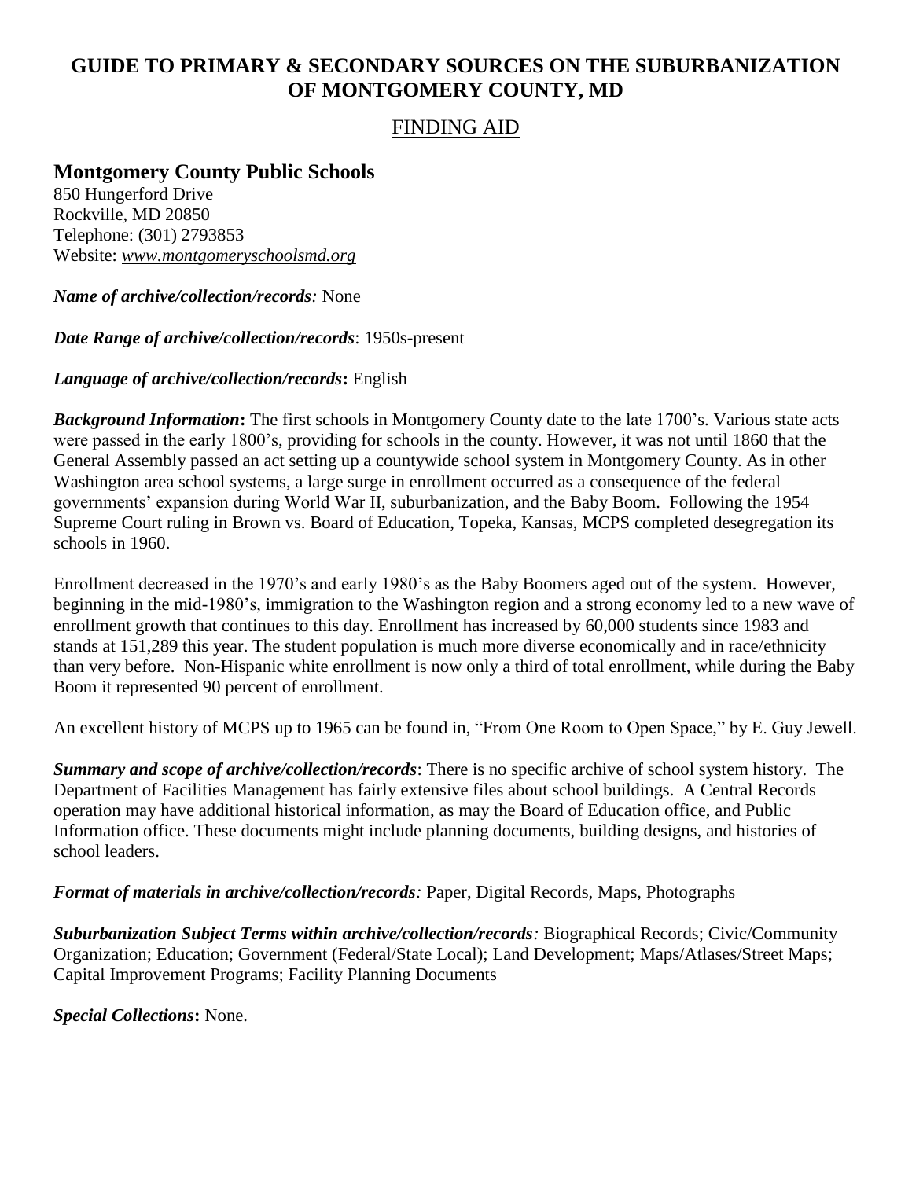# GUIDE TO PRIMARY & SECONDARY SOURCES ON THE SUBURBANIZATION OF MONTGOMERY COUNTY, MD

## FINDING AID

### Montgomery County Public Schools

850 Hungerford Drive
Rockville, MD 20850
Telephone: (301) 2793853
Website: *www.montgomeryschoolsmd.org*

***Name of archive/collection/records:*** None

***Date Range of archive/collection/records***: 1950s-present

***Language of archive/collection/records*:** English

***Background Information*:** The first schools in Montgomery County date to the late 1700's. Various state acts were passed in the early 1800's, providing for schools in the county. However, it was not until 1860 that the General Assembly passed an act setting up a countywide school system in Montgomery County. As in other Washington area school systems, a large surge in enrollment occurred as a consequence of the federal governments' expansion during World War II, suburbanization, and the Baby Boom. Following the 1954 Supreme Court ruling in Brown vs. Board of Education, Topeka, Kansas, MCPS completed desegregation its schools in 1960.

Enrollment decreased in the 1970's and early 1980's as the Baby Boomers aged out of the system. However, beginning in the mid-1980's, immigration to the Washington region and a strong economy led to a new wave of enrollment growth that continues to this day. Enrollment has increased by 60,000 students since 1983 and stands at 151,289 this year. The student population is much more diverse economically and in race/ethnicity than very before. Non-Hispanic white enrollment is now only a third of total enrollment, while during the Baby Boom it represented 90 percent of enrollment.

An excellent history of MCPS up to 1965 can be found in, "From One Room to Open Space," by E. Guy Jewell.

***Summary and scope of archive/collection/records***: There is no specific archive of school system history. The Department of Facilities Management has fairly extensive files about school buildings. A Central Records operation may have additional historical information, as may the Board of Education office, and Public Information office. These documents might include planning documents, building designs, and histories of school leaders.

***Format of materials in archive/collection/records:*** Paper, Digital Records, Maps, Photographs

***Suburbanization Subject Terms within archive/collection/records:*** Biographical Records; Civic/Community Organization; Education; Government (Federal/State Local); Land Development; Maps/Atlases/Street Maps; Capital Improvement Programs; Facility Planning Documents

***Special Collections*:** None.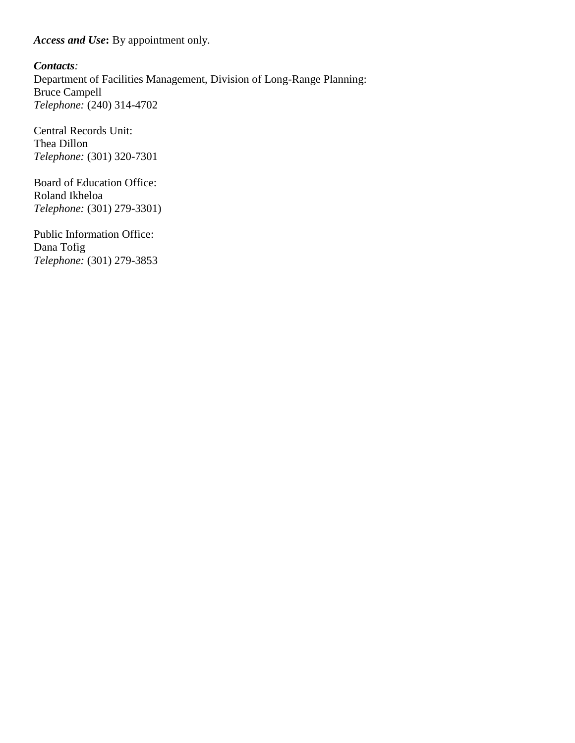***Access and Use*:** By appointment only.

***Contacts**:*

Department of Facilities Management, Division of Long-Range Planning:
Bruce Campell
*Telephone:* (240) 314-4702

Central Records Unit:
Thea Dillon
*Telephone:* (301) 320-7301

Board of Education Office:
Roland Ikheloa
*Telephone:* (301) 279-3301)

Public Information Office:
Dana Tofig
*Telephone:* (301) 279-3853